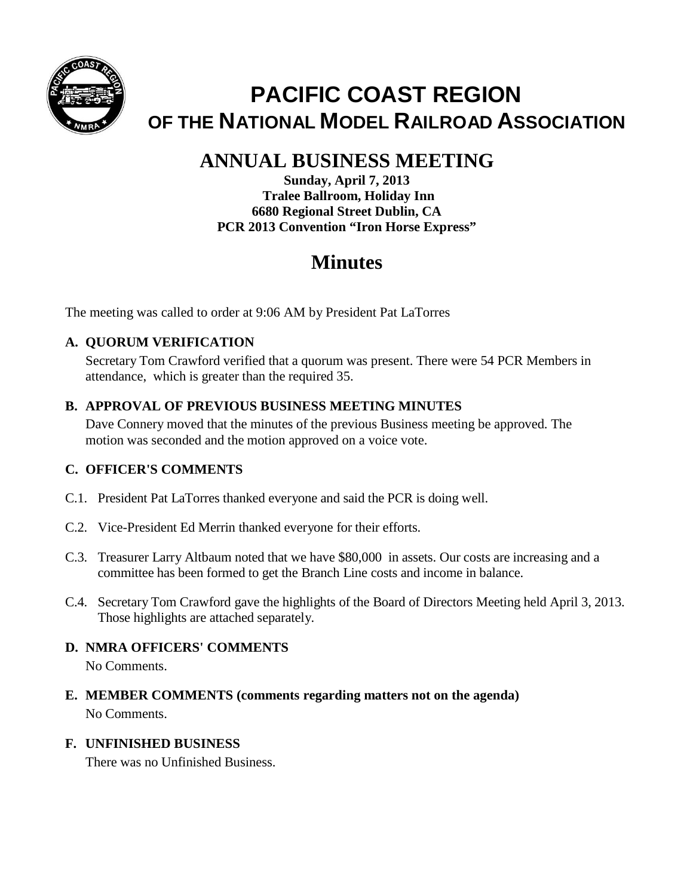# PACIFIC COAST REGION
## OF THE NATIONAL MODEL RAILROAD ASSOCIATION

## ANNUAL BUSINESS MEETING

**Sunday, April 7, 2013**
**Tralee Ballroom, Holiday Inn**
**6680 Regional Street Dublin, CA**
**PCR 2013 Convention "Iron Horse Express"**

# Minutes

The meeting was called to order at 9:06 AM by President Pat LaTorres

### A. QUORUM VERIFICATION

Secretary Tom Crawford verified that a quorum was present. There were 54 PCR Members in attendance, which is greater than the required 35.

### B. APPROVAL OF PREVIOUS BUSINESS MEETING MINUTES

Dave Connery moved that the minutes of the previous Business meeting be approved. The motion was seconded and the motion approved on a voice vote.

### C. OFFICER'S COMMENTS

C.1. President Pat LaTorres thanked everyone and said the PCR is doing well.

C.2. Vice-President Ed Merrin thanked everyone for their efforts.

C.3. Treasurer Larry Altbaum noted that we have $80,000 in assets. Our costs are increasing and a committee has been formed to get the Branch Line costs and income in balance.

C.4. Secretary Tom Crawford gave the highlights of the Board of Directors Meeting held April 3, 2013. Those highlights are attached separately.

### D. NMRA OFFICERS' COMMENTS

No Comments.

### E. MEMBER COMMENTS (comments regarding matters not on the agenda)

No Comments.

### F. UNFINISHED BUSINESS

There was no Unfinished Business.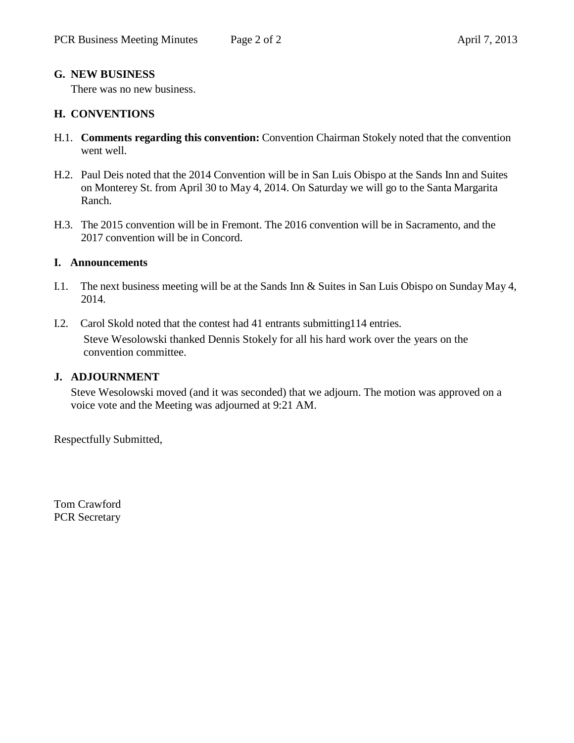## G. NEW BUSINESS

There was no new business.

## H. CONVENTIONS

H.1. **Comments regarding this convention:** Convention Chairman Stokely noted that the convention went well.

H.2. Paul Deis noted that the 2014 Convention will be in San Luis Obispo at the Sands Inn and Suites on Monterey St. from April 30 to May 4, 2014. On Saturday we will go to the Santa Margarita Ranch.

H.3. The 2015 convention will be in Fremont. The 2016 convention will be in Sacramento, and the 2017 convention will be in Concord.

## I. Announcements

I.1. The next business meeting will be at the Sands Inn & Suites in San Luis Obispo on Sunday May 4, 2014.

I.2. Carol Skold noted that the contest had 41 entrants submitting114 entries.

Steve Wesolowski thanked Dennis Stokely for all his hard work over the years on the convention committee.

## J. ADJOURNMENT

Steve Wesolowski moved (and it was seconded) that we adjourn. The motion was approved on a voice vote and the Meeting was adjourned at 9:21 AM.

Respectfully Submitted,

Tom Crawford
PCR Secretary